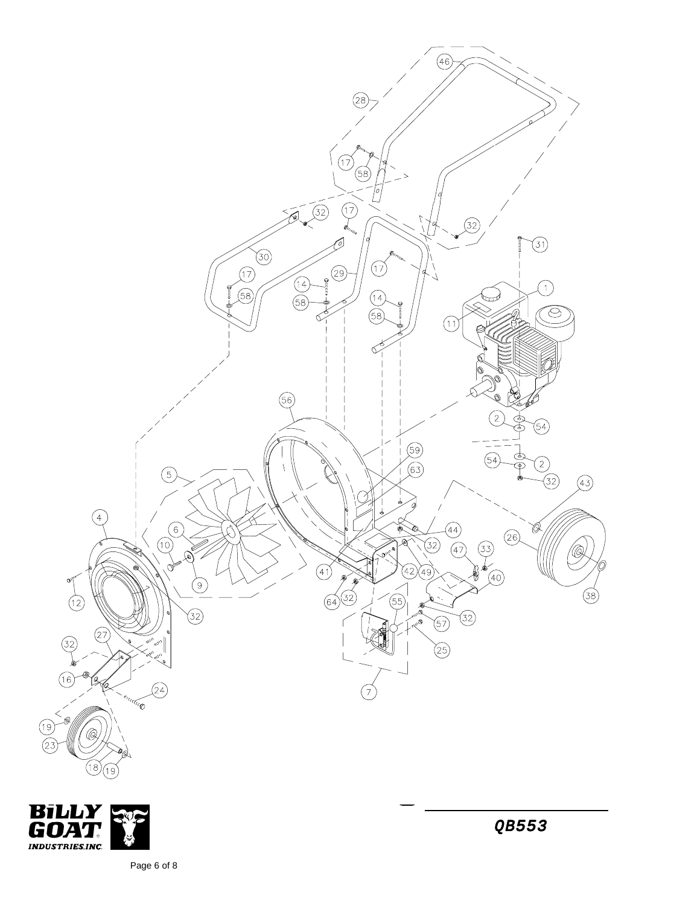QB553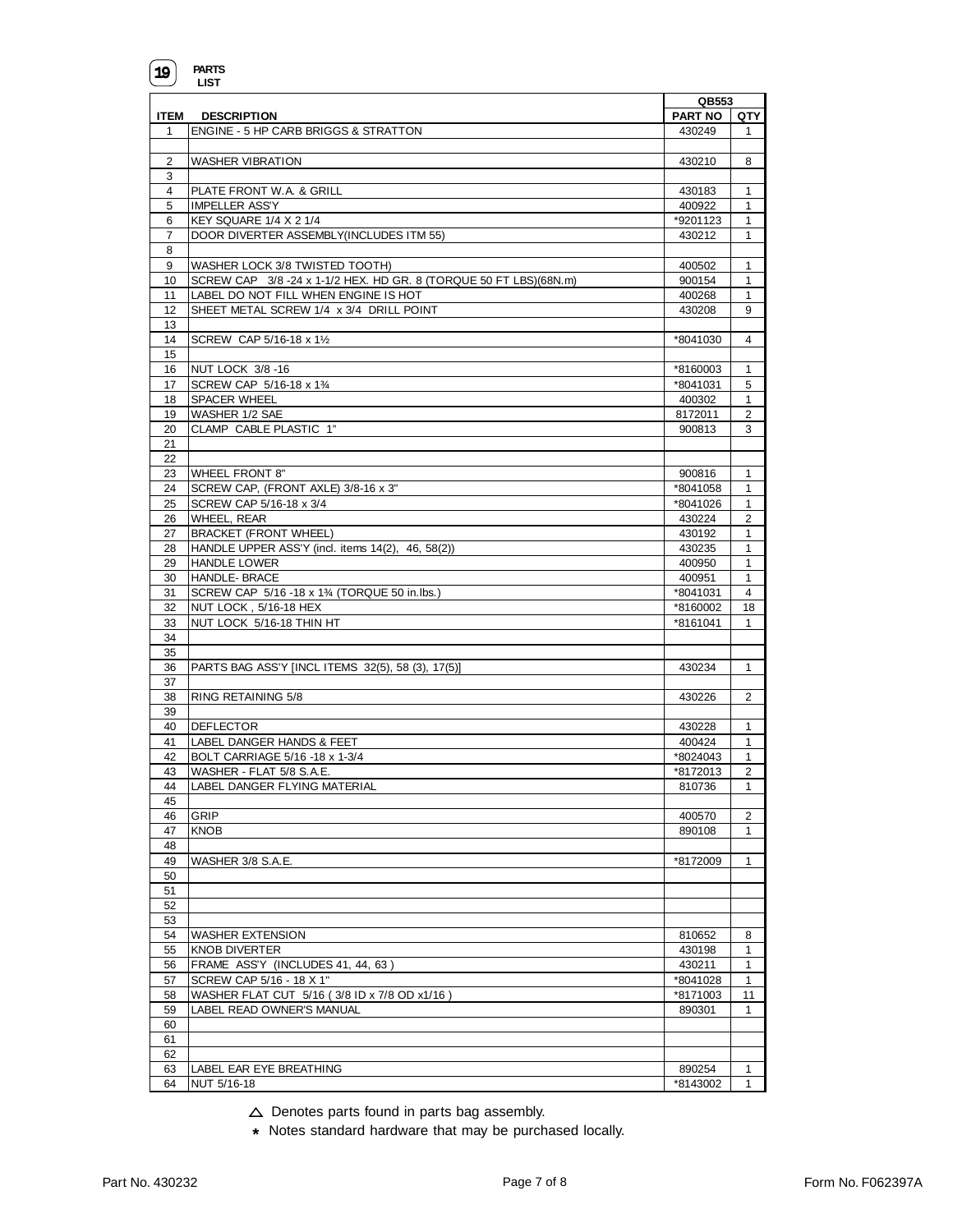## 19 PARTS LIST

| | | QB553 | |
|---|---|---|---|
| ITEM | DESCRIPTION | PART NO | QTY |
| 1 | ENGINE - 5 HP CARB BRIGGS & STRATTON | 430249 | 1 |
| | | | |
| 2 | WASHER VIBRATION | 430210 | 8 |
| 3 | | | |
| 4 | PLATE FRONT W.A. & GRILL | 430183 | 1 |
| 5 | IMPELLER ASS'Y | 400922 | 1 |
| 6 | KEY SQUARE 1/4 X 2 1/4 | *9201123 | 1 |
| 7 | DOOR DIVERTER ASSEMBLY(INCLUDES ITM 55) | 430212 | 1 |
| 8 | | | |
| 9 | WASHER LOCK 3/8 TWISTED TOOTH) | 400502 | 1 |
| 10 | SCREW CAP 3/8 -24 x 1-1/2 HEX. HD GR. 8 (TORQUE 50 FT LBS)(68N.m) | 900154 | 1 |
| 11 | LABEL DO NOT FILL WHEN ENGINE IS HOT | 400268 | 1 |
| 12 | SHEET METAL SCREW 1/4 x 3/4 DRILL POINT | 430208 | 9 |
| 13 | | | |
| 14 | SCREW CAP 5/16-18 x 1½ | *8041030 | 4 |
| 15 | | | |
| 16 | NUT LOCK 3/8 -16 | *8160003 | 1 |
| 17 | SCREW CAP 5/16-18 x 1¾ | *8041031 | 5 |
| 18 | SPACER WHEEL | 400302 | 1 |
| 19 | WASHER 1/2 SAE | 8172011 | 2 |
| 20 | CLAMP CABLE PLASTIC 1" | 900813 | 3 |
| 21 | | | |
| 22 | | | |
| 23 | WHEEL FRONT 8" | 900816 | 1 |
| 24 | SCREW CAP, (FRONT AXLE) 3/8-16 x 3" | *8041058 | 1 |
| 25 | SCREW CAP 5/16-18 x 3/4 | *8041026 | 1 |
| 26 | WHEEL, REAR | 430224 | 2 |
| 27 | BRACKET (FRONT WHEEL) | 430192 | 1 |
| 28 | HANDLE UPPER ASS'Y (incl. items 14(2), 46, 58(2)) | 430235 | 1 |
| 29 | HANDLE LOWER | 400950 | 1 |
| 30 | HANDLE- BRACE | 400951 | 1 |
| 31 | SCREW CAP 5/16 -18 x 1¾ (TORQUE 50 in.lbs.) | *8041031 | 4 |
| 32 | NUT LOCK , 5/16-18 HEX | *8160002 | 18 |
| 33 | NUT LOCK 5/16-18 THIN HT | *8161041 | 1 |
| 34 | | | |
| 35 | | | |
| 36 | PARTS BAG ASS'Y [INCL ITEMS 32(5), 58 (3), 17(5)] | 430234 | 1 |
| 37 | | | |
| 38 | RING RETAINING 5/8 | 430226 | 2 |
| 39 | | | |
| 40 | DEFLECTOR | 430228 | 1 |
| 41 | LABEL DANGER HANDS & FEET | 400424 | 1 |
| 42 | BOLT CARRIAGE 5/16 -18 x 1-3/4 | *8024043 | 1 |
| 43 | WASHER - FLAT 5/8 S.A.E. | *8172013 | 2 |
| 44 | LABEL DANGER FLYING MATERIAL | 810736 | 1 |
| 45 | | | |
| 46 | GRIP | 400570 | 2 |
| 47 | KNOB | 890108 | 1 |
| 48 | | | |
| 49 | WASHER 3/8 S.A.E. | *8172009 | 1 |
| 50 | | | |
| 51 | | | |
| 52 | | | |
| 53 | | | |
| 54 | WASHER EXTENSION | 810652 | 8 |
| 55 | KNOB DIVERTER | 430198 | 1 |
| 56 | FRAME ASS'Y (INCLUDES 41, 44, 63 ) | 430211 | 1 |
| 57 | SCREW CAP 5/16 - 18 X 1" | *8041028 | 1 |
| 58 | WASHER FLAT CUT 5/16 ( 3/8 ID x 7/8 OD x1/16 ) | *8171003 | 11 |
| 59 | LABEL READ OWNER'S MANUAL | 890301 | 1 |
| 60 | | | |
| 61 | | | |
| 62 | | | |
| 63 | LABEL EAR EYE BREATHING | 890254 | 1 |
| 64 | NUT 5/16-18 | *8143002 | 1 |

△ Denotes parts found in parts bag assembly.

* Notes standard hardware that may be purchased locally.

Part No. 430232 Form No. F062397A